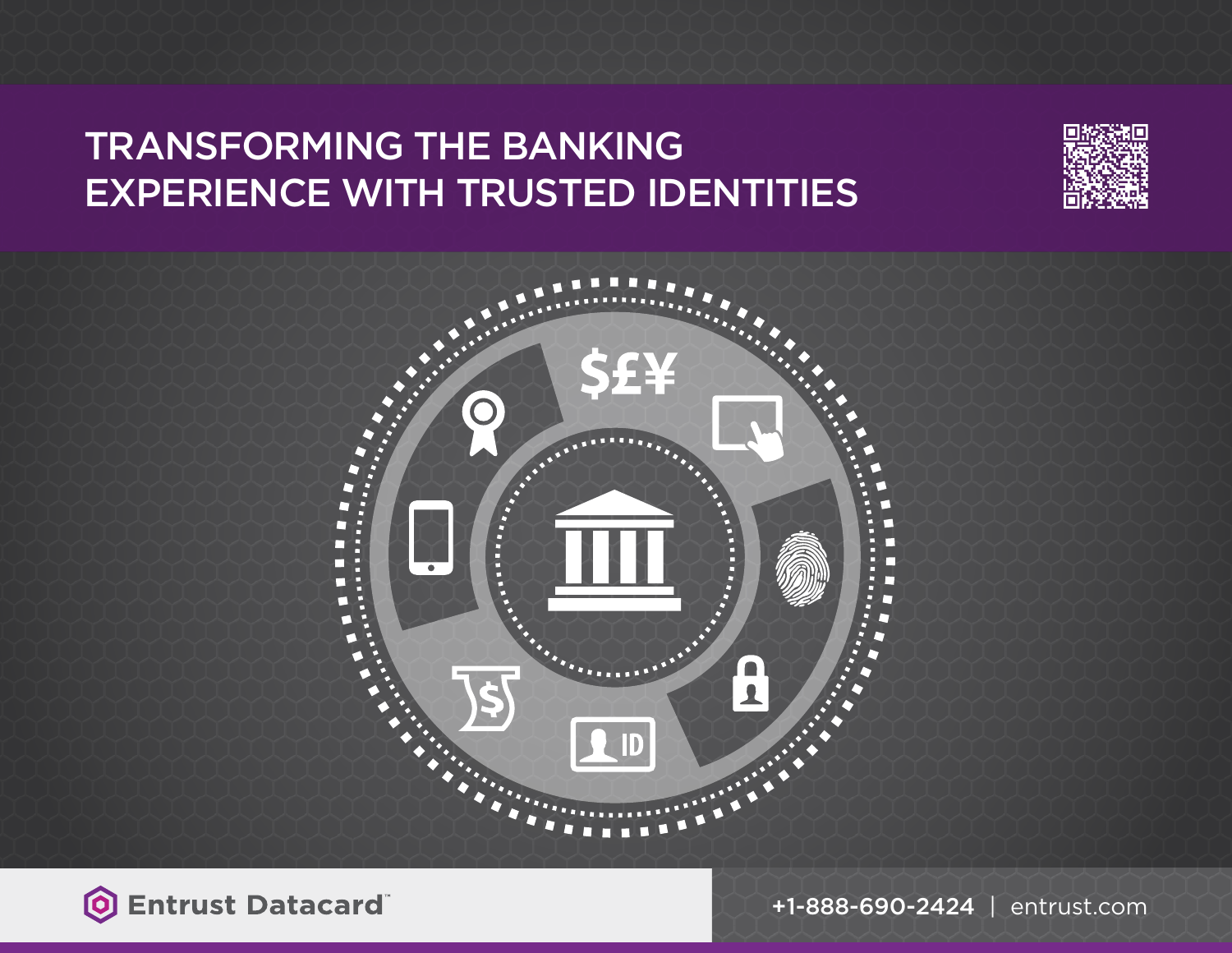# TRANSFORMING THE BANKING EXPERIENCE WITH TRUSTED IDENTITIES

$£¥

Entrust Datacard™

+1-888-690-2424 | entrust.com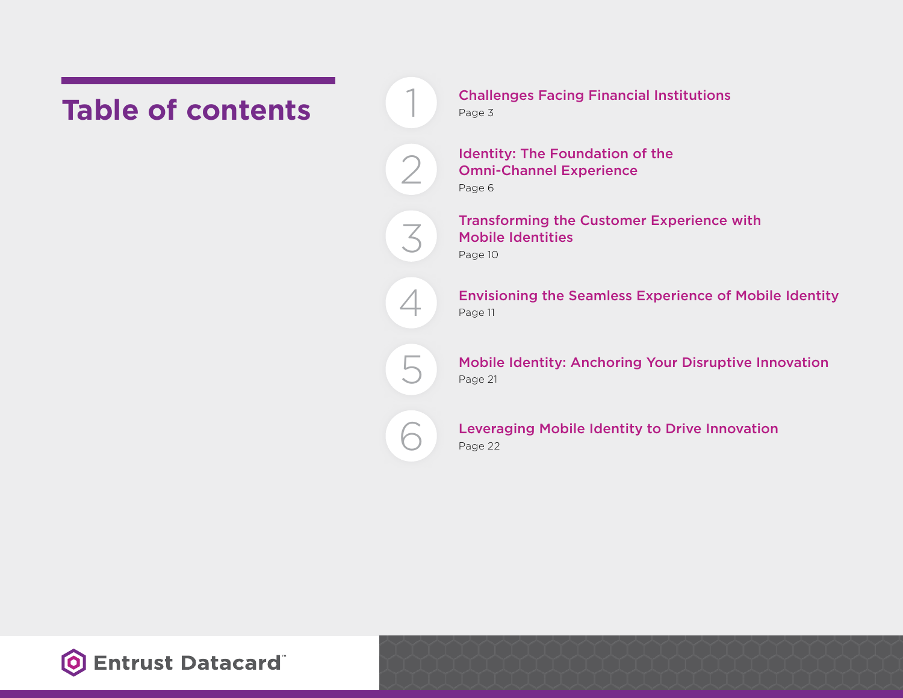# Table of contents

1. **Challenges Facing Financial Institutions**
   Page 3

2. **Identity: The Foundation of the Omni-Channel Experience**
   Page 6

3. **Transforming the Customer Experience with Mobile Identities**
   Page 10

4. **Envisioning the Seamless Experience of Mobile Identity**
   Page 11

5. **Mobile Identity: Anchoring Your Disruptive Innovation**
   Page 21

6. **Leveraging Mobile Identity to Drive Innovation**
   Page 22

Entrust Datacard™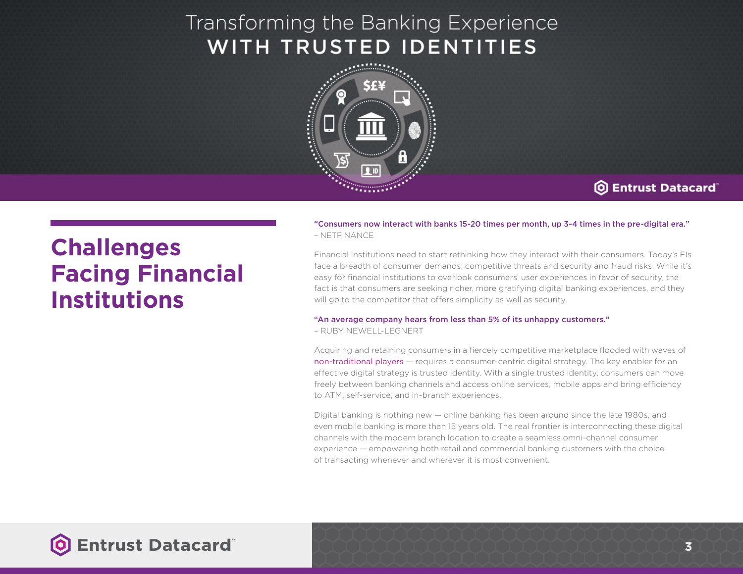# Transforming the Banking Experience WITH TRUSTED IDENTITIES

## Challenges Facing Financial Institutions

**"Consumers now interact with banks 15-20 times per month, up 3-4 times in the pre-digital era."**
– NETFINANCE

Financial Institutions need to start rethinking how they interact with their consumers. Today's FIs face a breadth of consumer demands, competitive threats and security and fraud risks. While it's easy for financial institutions to overlook consumers' user experiences in favor of security, the fact is that consumers are seeking richer, more gratifying digital banking experiences, and they will go to the competitor that offers simplicity as well as security.

**"An average company hears from less than 5% of its unhappy customers."**
– RUBY NEWELL-LEGNERT

Acquiring and retaining consumers in a fiercely competitive marketplace flooded with waves of non-traditional players — requires a consumer-centric digital strategy. The key enabler for an effective digital strategy is trusted identity. With a single trusted identity, consumers can move freely between banking channels and access online services, mobile apps and bring efficiency to ATM, self-service, and in-branch experiences.

Digital banking is nothing new — online banking has been around since the late 1980s, and even mobile banking is more than 15 years old. The real frontier is interconnecting these digital channels with the modern branch location to create a seamless omni-channel consumer experience — empowering both retail and commercial banking customers with the choice of transacting whenever and wherever it is most convenient.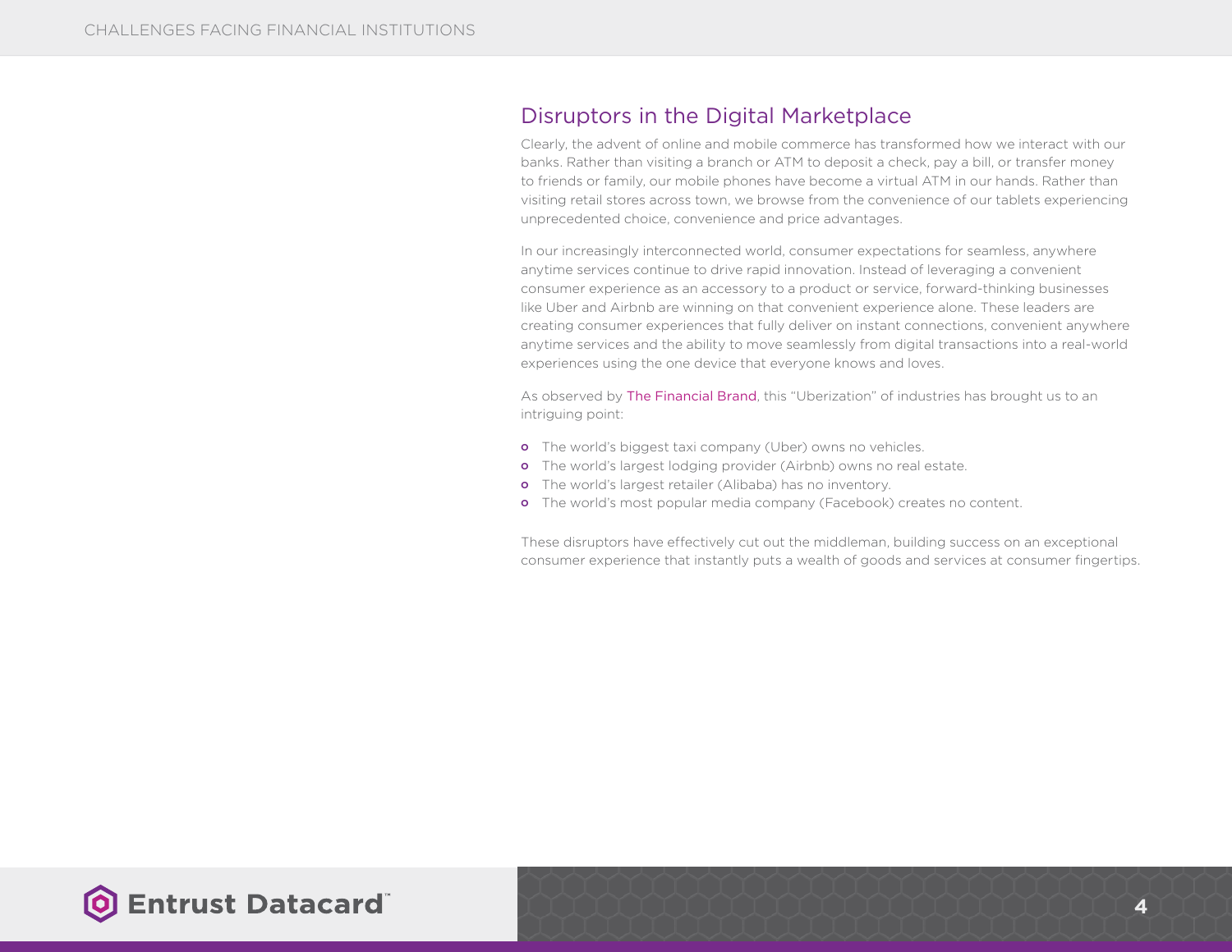## Disruptors in the Digital Marketplace

Clearly, the advent of online and mobile commerce has transformed how we interact with our banks. Rather than visiting a branch or ATM to deposit a check, pay a bill, or transfer money to friends or family, our mobile phones have become a virtual ATM in our hands. Rather than visiting retail stores across town, we browse from the convenience of our tablets experiencing unprecedented choice, convenience and price advantages.

In our increasingly interconnected world, consumer expectations for seamless, anywhere anytime services continue to drive rapid innovation. Instead of leveraging a convenient consumer experience as an accessory to a product or service, forward-thinking businesses like Uber and Airbnb are winning on that convenient experience alone. These leaders are creating consumer experiences that fully deliver on instant connections, convenient anywhere anytime services and the ability to move seamlessly from digital transactions into a real-world experiences using the one device that everyone knows and loves.

As observed by The Financial Brand, this "Uberization" of industries has brought us to an intriguing point:

- The world's biggest taxi company (Uber) owns no vehicles.
- The world's largest lodging provider (Airbnb) owns no real estate.
- The world's largest retailer (Alibaba) has no inventory.
- The world's most popular media company (Facebook) creates no content.

These disruptors have effectively cut out the middleman, building success on an exceptional consumer experience that instantly puts a wealth of goods and services at consumer fingertips.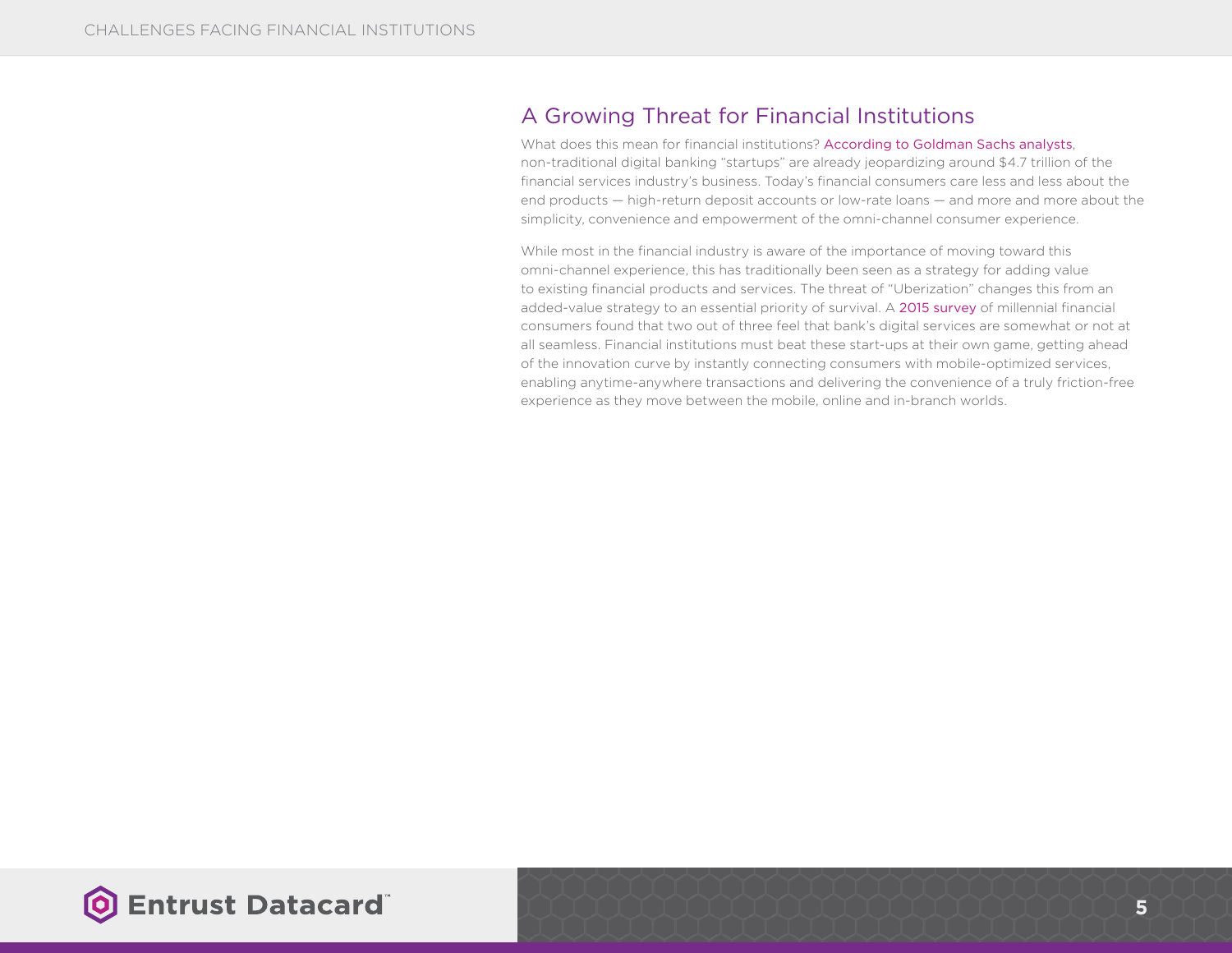## A Growing Threat for Financial Institutions

What does this mean for financial institutions? According to Goldman Sachs analysts, non-traditional digital banking "startups" are already jeopardizing around $4.7 trillion of the financial services industry's business. Today's financial consumers care less and less about the end products — high-return deposit accounts or low-rate loans — and more and more about the simplicity, convenience and empowerment of the omni-channel consumer experience.

While most in the financial industry is aware of the importance of moving toward this omni-channel experience, this has traditionally been seen as a strategy for adding value to existing financial products and services. The threat of "Uberization" changes this from an added-value strategy to an essential priority of survival. A 2015 survey of millennial financial consumers found that two out of three feel that bank's digital services are somewhat or not at all seamless. Financial institutions must beat these start-ups at their own game, getting ahead of the innovation curve by instantly connecting consumers with mobile-optimized services, enabling anytime-anywhere transactions and delivering the convenience of a truly friction-free experience as they move between the mobile, online and in-branch worlds.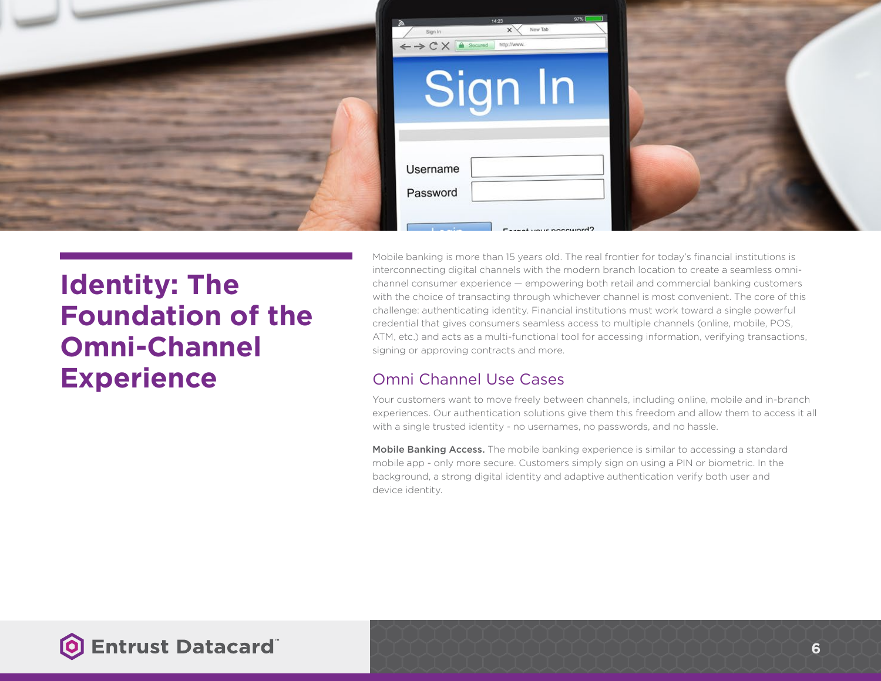# Identity: The Foundation of the Omni-Channel Experience

Mobile banking is more than 15 years old. The real frontier for today's financial institutions is interconnecting digital channels with the modern branch location to create a seamless omni-channel consumer experience — empowering both retail and commercial banking customers with the choice of transacting through whichever channel is most convenient. The core of this challenge: authenticating identity. Financial institutions must work toward a single powerful credential that gives consumers seamless access to multiple channels (online, mobile, POS, ATM, etc.) and acts as a multi-functional tool for accessing information, verifying transactions, signing or approving contracts and more.

## Omni Channel Use Cases

Your customers want to move freely between channels, including online, mobile and in-branch experiences. Our authentication solutions give them this freedom and allow them to access it all with a single trusted identity - no usernames, no passwords, and no hassle.

**Mobile Banking Access.** The mobile banking experience is similar to accessing a standard mobile app - only more secure. Customers simply sign on using a PIN or biometric. In the background, a strong digital identity and adaptive authentication verify both user and device identity.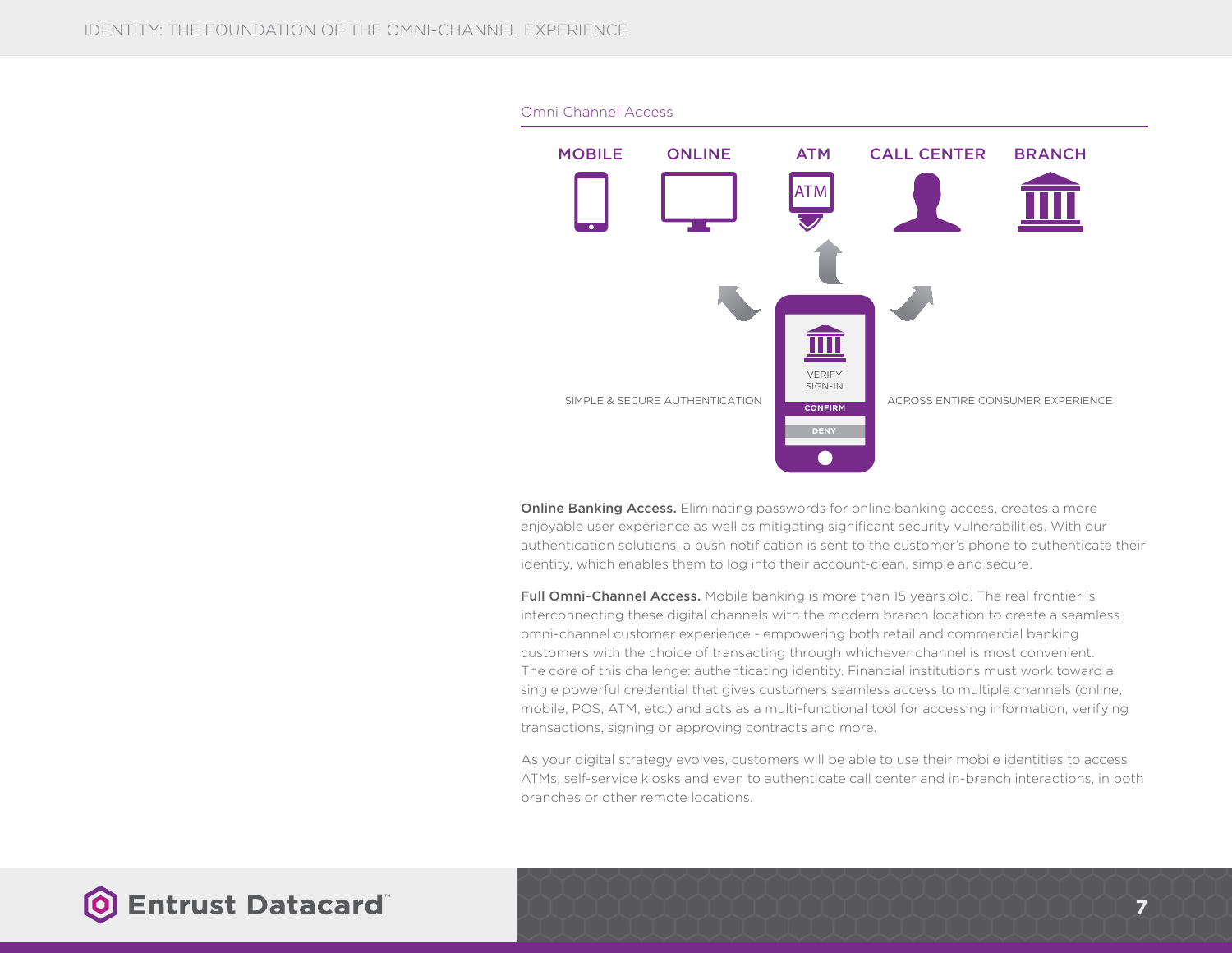Omni Channel Access

MOBILE
ONLINE
ATM
CALL CENTER
BRANCH

SIMPLE & SECURE AUTHENTICATION

VERIFY
SIGN-IN
CONFIRM
DENY

ACROSS ENTIRE CONSUMER EXPERIENCE

**Online Banking Access.** Eliminating passwords for online banking access, creates a more enjoyable user experience as well as mitigating significant security vulnerabilities. With our authentication solutions, a push notification is sent to the customer's phone to authenticate their identity, which enables them to log into their account-clean, simple and secure.

**Full Omni-Channel Access.** Mobile banking is more than 15 years old. The real frontier is interconnecting these digital channels with the modern branch location to create a seamless omni-channel customer experience - empowering both retail and commercial banking customers with the choice of transacting through whichever channel is most convenient. The core of this challenge: authenticating identity. Financial institutions must work toward a single powerful credential that gives customers seamless access to multiple channels (online, mobile, POS, ATM, etc.) and acts as a multi-functional tool for accessing information, verifying transactions, signing or approving contracts and more.

As your digital strategy evolves, customers will be able to use their mobile identities to access ATMs, self-service kiosks and even to authenticate call center and in-branch interactions, in both branches or other remote locations.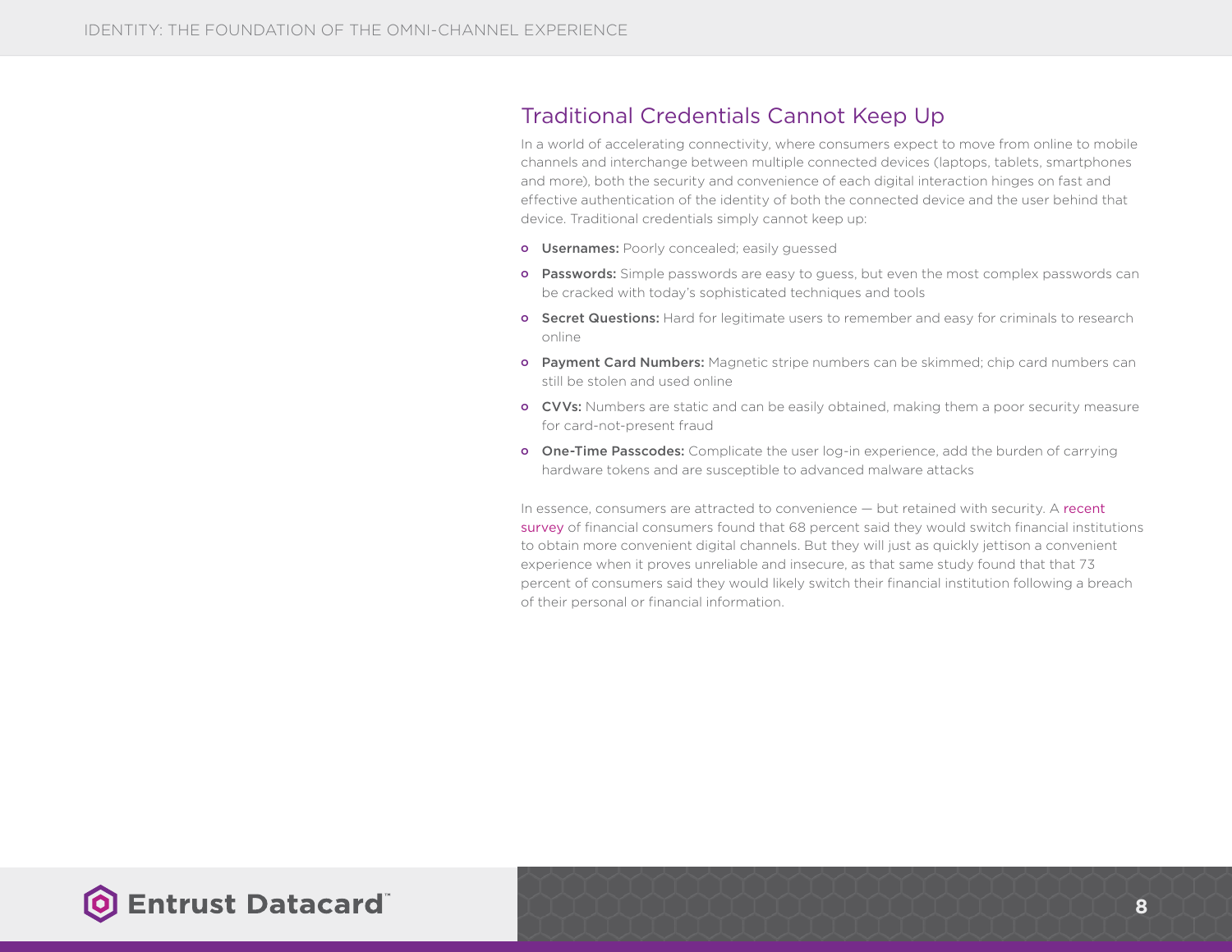## Traditional Credentials Cannot Keep Up

In a world of accelerating connectivity, where consumers expect to move from online to mobile channels and interchange between multiple connected devices (laptops, tablets, smartphones and more), both the security and convenience of each digital interaction hinges on fast and effective authentication of the identity of both the connected device and the user behind that device. Traditional credentials simply cannot keep up:

- **Usernames:** Poorly concealed; easily guessed
- **Passwords:** Simple passwords are easy to guess, but even the most complex passwords can be cracked with today's sophisticated techniques and tools
- **Secret Questions:** Hard for legitimate users to remember and easy for criminals to research online
- **Payment Card Numbers:** Magnetic stripe numbers can be skimmed; chip card numbers can still be stolen and used online
- **CVVs:** Numbers are static and can be easily obtained, making them a poor security measure for card-not-present fraud
- **One-Time Passcodes:** Complicate the user log-in experience, add the burden of carrying hardware tokens and are susceptible to advanced malware attacks

In essence, consumers are attracted to convenience — but retained with security. A recent survey of financial consumers found that 68 percent said they would switch financial institutions to obtain more convenient digital channels. But they will just as quickly jettison a convenient experience when it proves unreliable and insecure, as that same study found that that 73 percent of consumers said they would likely switch their financial institution following a breach of their personal or financial information.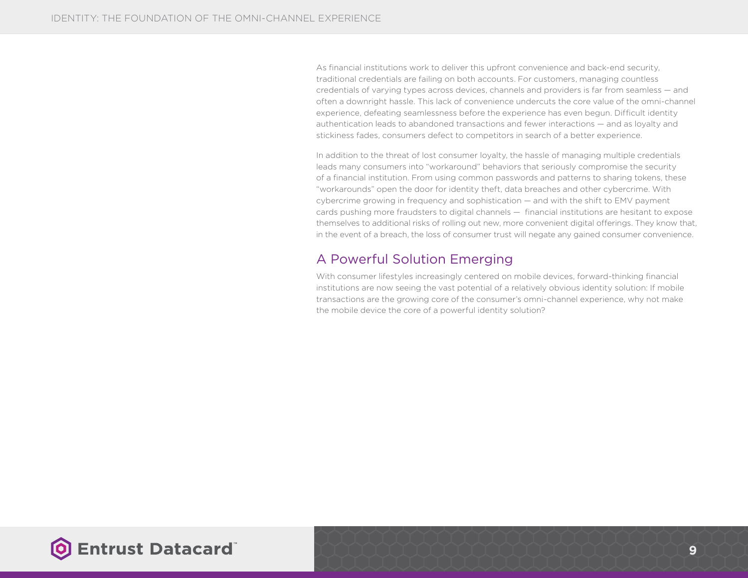As financial institutions work to deliver this upfront convenience and back-end security, traditional credentials are failing on both accounts. For customers, managing countless credentials of varying types across devices, channels and providers is far from seamless — and often a downright hassle. This lack of convenience undercuts the core value of the omni-channel experience, defeating seamlessness before the experience has even begun. Difficult identity authentication leads to abandoned transactions and fewer interactions — and as loyalty and stickiness fades, consumers defect to competitors in search of a better experience.

In addition to the threat of lost consumer loyalty, the hassle of managing multiple credentials leads many consumers into "workaround" behaviors that seriously compromise the security of a financial institution. From using common passwords and patterns to sharing tokens, these "workarounds" open the door for identity theft, data breaches and other cybercrime. With cybercrime growing in frequency and sophistication — and with the shift to EMV payment cards pushing more fraudsters to digital channels — financial institutions are hesitant to expose themselves to additional risks of rolling out new, more convenient digital offerings. They know that, in the event of a breach, the loss of consumer trust will negate any gained consumer convenience.

## A Powerful Solution Emerging

With consumer lifestyles increasingly centered on mobile devices, forward-thinking financial institutions are now seeing the vast potential of a relatively obvious identity solution: If mobile transactions are the growing core of the consumer's omni-channel experience, why not make the mobile device the core of a powerful identity solution?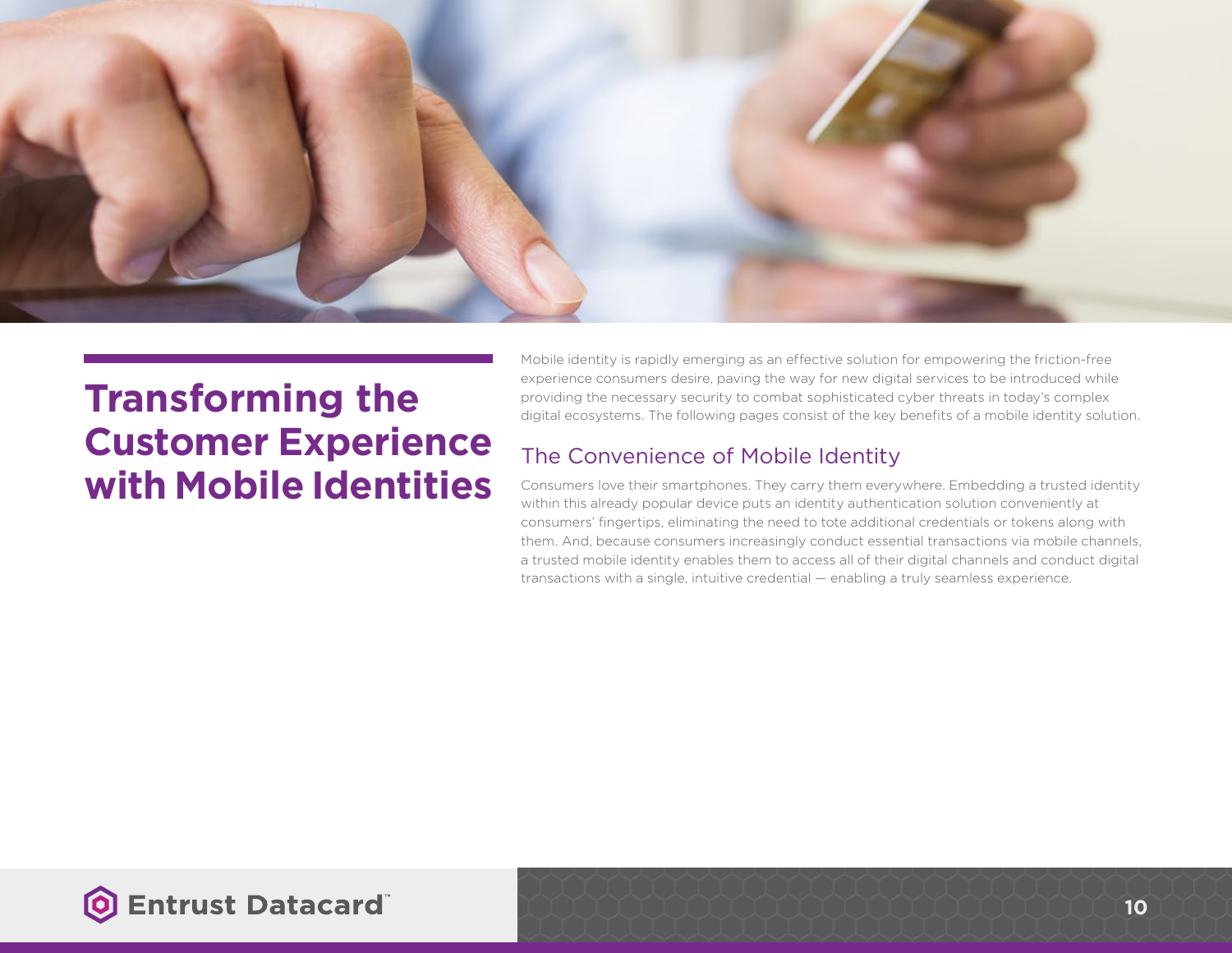# Transforming the Customer Experience with Mobile Identities

Mobile identity is rapidly emerging as an effective solution for empowering the friction-free experience consumers desire, paving the way for new digital services to be introduced while providing the necessary security to combat sophisticated cyber threats in today's complex digital ecosystems. The following pages consist of the key benefits of a mobile identity solution.

## The Convenience of Mobile Identity

Consumers love their smartphones. They carry them everywhere. Embedding a trusted identity within this already popular device puts an identity authentication solution conveniently at consumers' fingertips, eliminating the need to tote additional credentials or tokens along with them. And, because consumers increasingly conduct essential transactions via mobile channels, a trusted mobile identity enables them to access all of their digital channels and conduct digital transactions with a single, intuitive credential — enabling a truly seamless experience.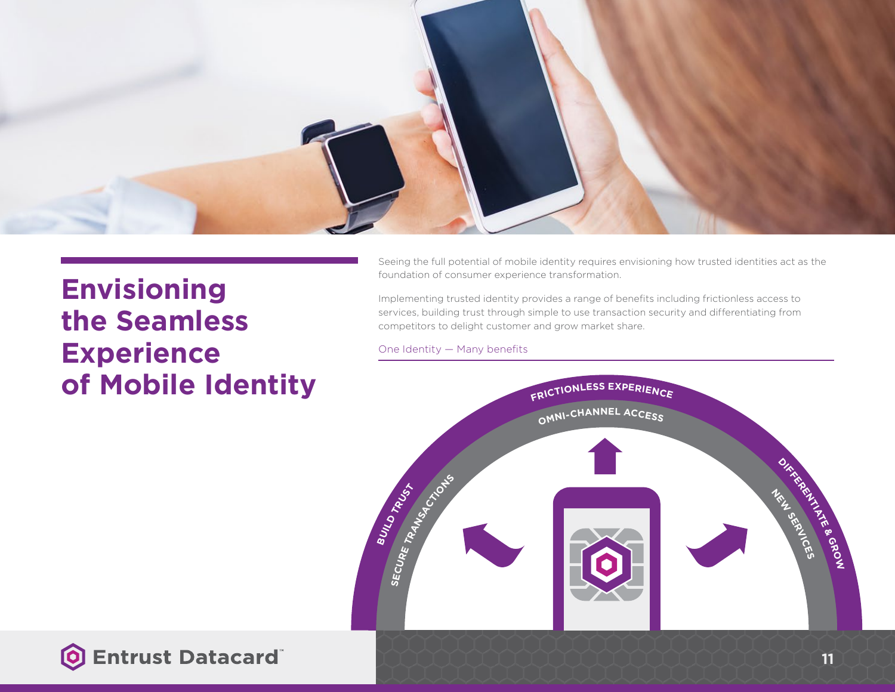# Envisioning the Seamless Experience of Mobile Identity

Seeing the full potential of mobile identity requires envisioning how trusted identities act as the foundation of consumer experience transformation.

Implementing trusted identity provides a range of benefits including frictionless access to services, building trust through simple to use transaction security and differentiating from competitors to delight customer and grow market share.

One Identity — Many benefits

FRICTIONLESS EXPERIENCE

OMNI-CHANNEL ACCESS

BUILD TRUST

SECURE TRANSACTIONS

DIFFERENTIATE & GROW

NEW SERVICES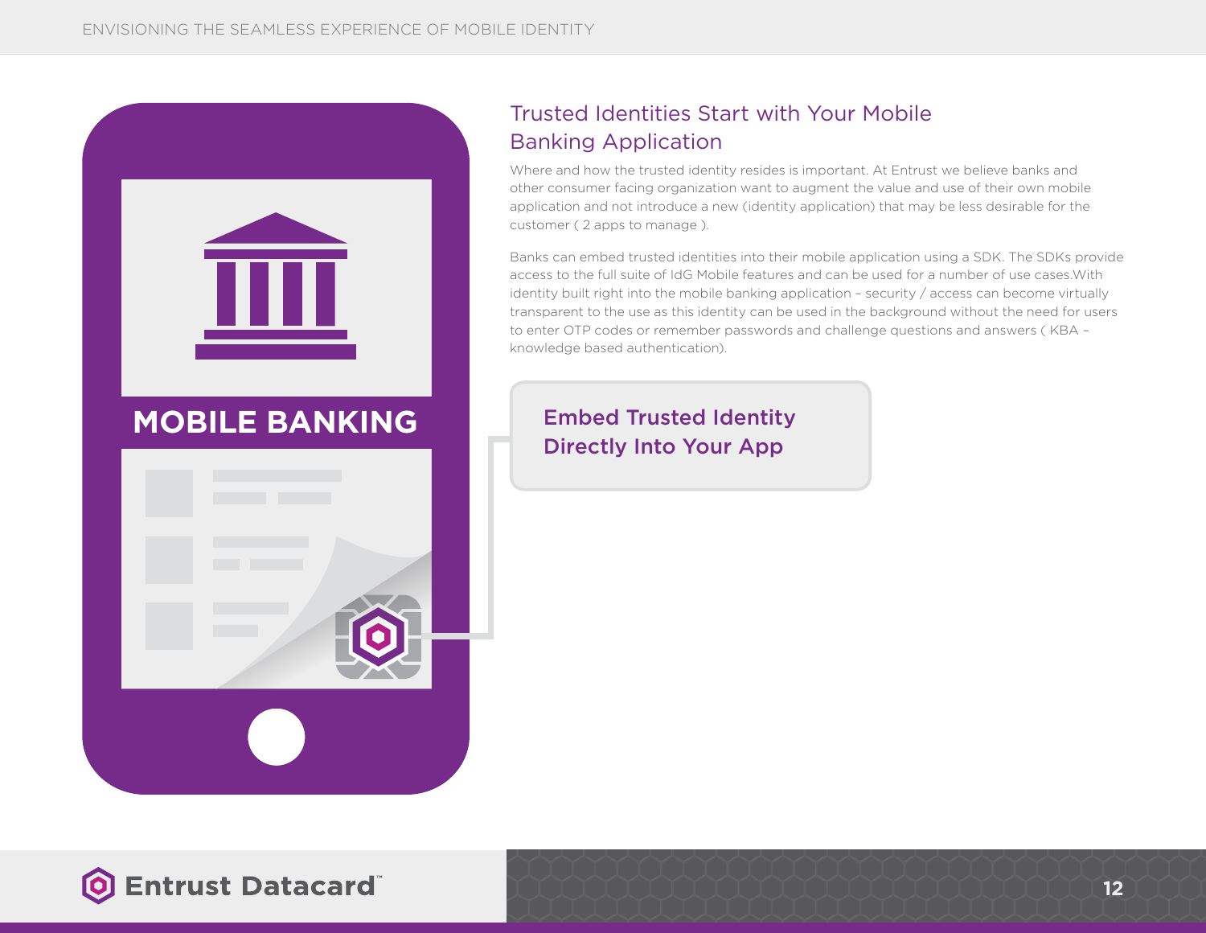MOBILE BANKING

## Trusted Identities Start with Your Mobile Banking Application

Where and how the trusted identity resides is important. At Entrust we believe banks and other consumer facing organization want to augment the value and use of their own mobile application and not introduce a new (identity application) that may be less desirable for the customer ( 2 apps to manage ).

Banks can embed trusted identities into their mobile application using a SDK. The SDKs provide access to the full suite of IdG Mobile features and can be used for a number of use cases.With identity built right into the mobile banking application – security / access can become virtually transparent to the use as this identity can be used in the background without the need for users to enter OTP codes or remember passwords and challenge questions and answers ( KBA – knowledge based authentication).

**Embed Trusted Identity Directly Into Your App**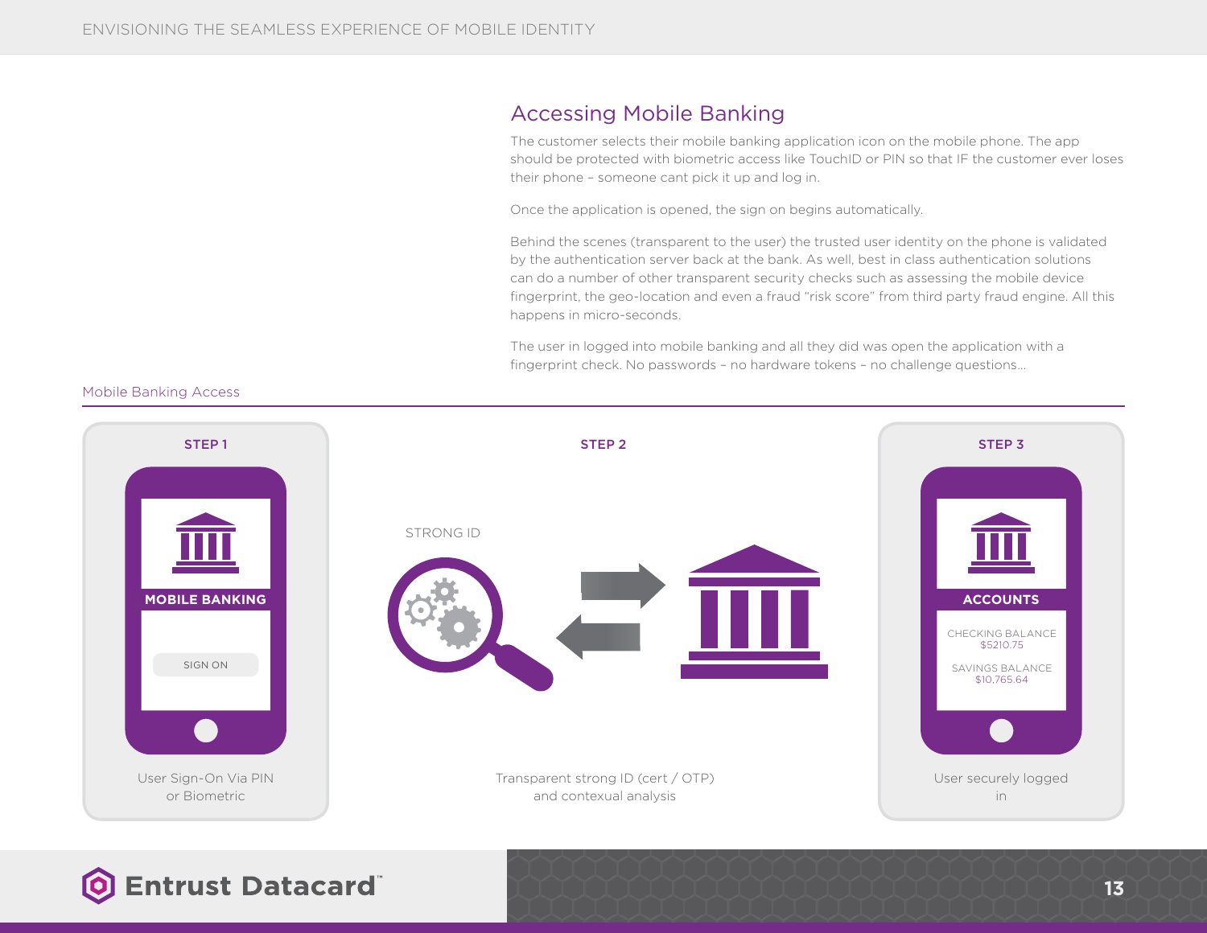## Accessing Mobile Banking

The customer selects their mobile banking application icon on the mobile phone. The app should be protected with biometric access like TouchID or PIN so that IF the customer ever loses their phone – someone cant pick it up and log in.

Once the application is opened, the sign on begins automatically.

Behind the scenes (transparent to the user) the trusted user identity on the phone is validated by the authentication server back at the bank. As well, best in class authentication solutions can do a number of other transparent security checks such as assessing the mobile device fingerprint, the geo-location and even a fraud "risk score" from third party fraud engine. All this happens in micro-seconds.

The user in logged into mobile banking and all they did was open the application with a fingerprint check. No passwords – no hardware tokens – no challenge questions…

Mobile Banking Access

**STEP 1**

MOBILE BANKING

SIGN ON

User Sign-On Via PIN or Biometric

**STEP 2**

STRONG ID

Transparent strong ID (cert / OTP) and contexual analysis

**STEP 3**

ACCOUNTS

CHECKING BALANCE
$5210.75

SAVINGS BALANCE
$10,765.64

User securely logged in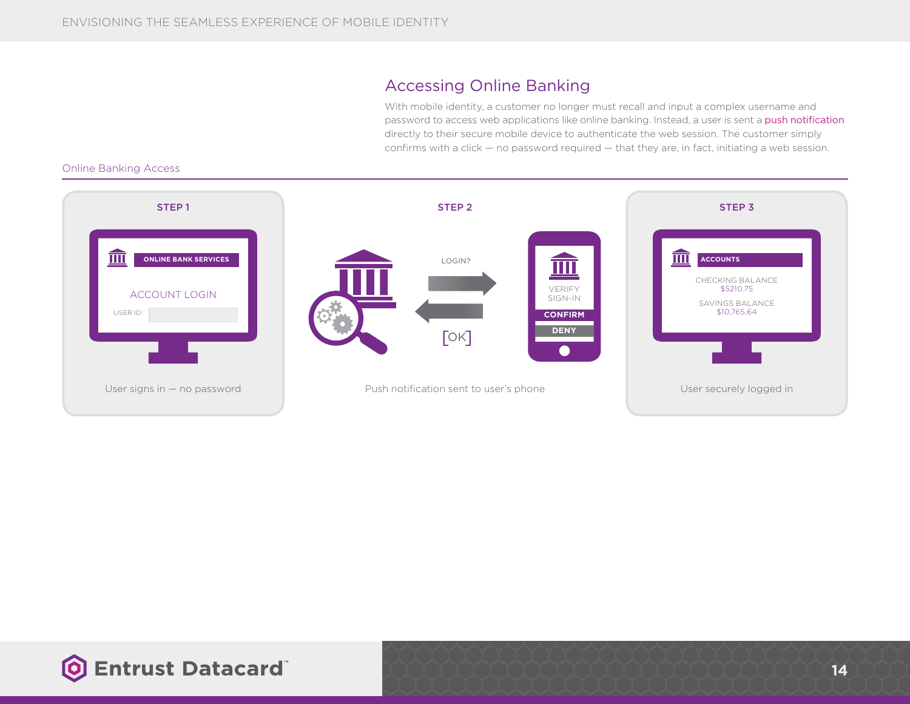## Accessing Online Banking

With mobile identity, a customer no longer must recall and input a complex username and password to access web applications like online banking. Instead, a user is sent a push notification directly to their secure mobile device to authenticate the web session. The customer simply confirms with a click — no password required — that they are, in fact, initiating a web session.

### Online Banking Access

**STEP 1**

ONLINE BANK SERVICES

ACCOUNT LOGIN

USER ID:

User signs in — no password

**STEP 2**

LOGIN?

[OK]

VERIFY SIGN-IN

CONFIRM

DENY

Push notification sent to user's phone

**STEP 3**

ACCOUNTS

CHECKING BALANCE
$5210.75

SAVINGS BALANCE
$10,765.64

User securely logged in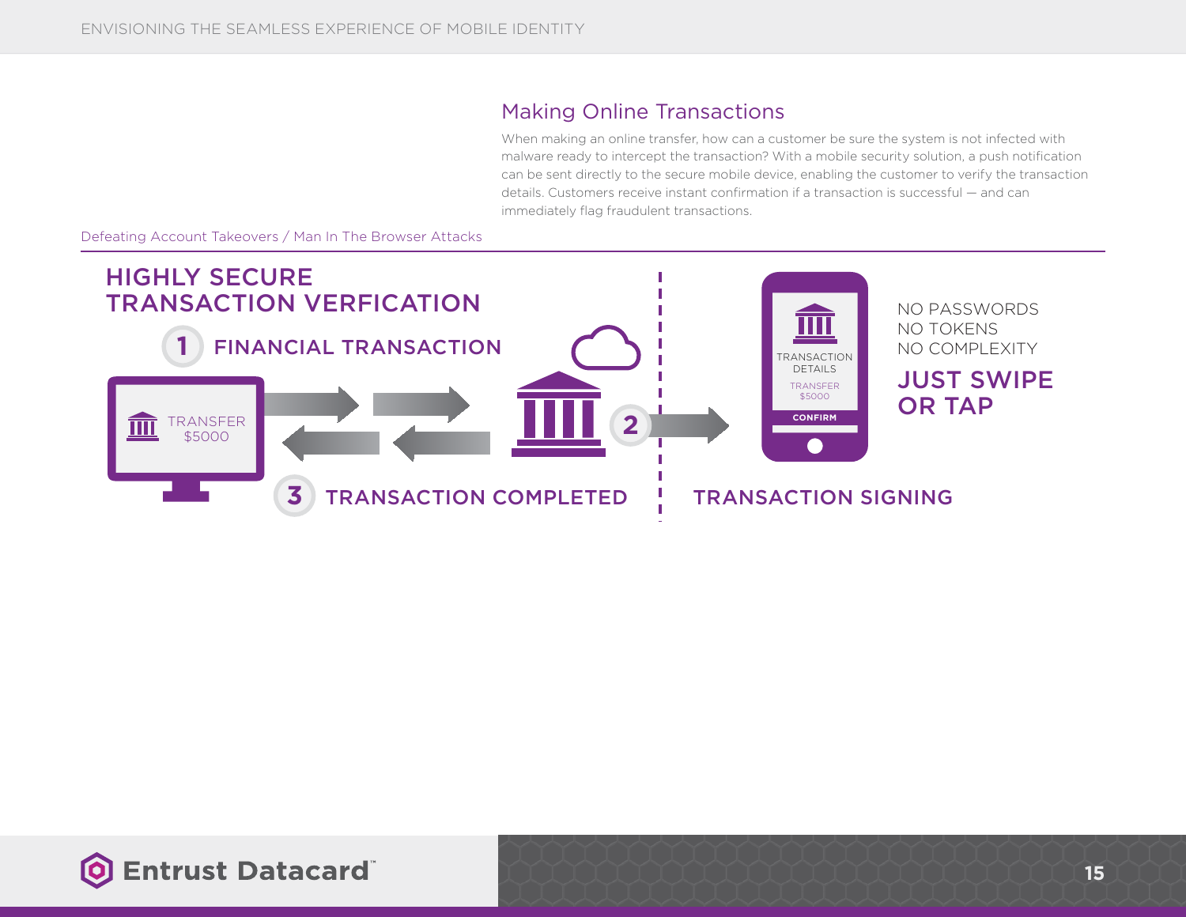## Making Online Transactions

When making an online transfer, how can a customer be sure the system is not infected with malware ready to intercept the transaction? With a mobile security solution, a push notification can be sent directly to the secure mobile device, enabling the customer to verify the transaction details. Customers receive instant confirmation if a transaction is successful — and can immediately flag fraudulent transactions.

Defeating Account Takeovers / Man In The Browser Attacks

### HIGHLY SECURE TRANSACTION VERFICATION

1 FINANCIAL TRANSACTION

TRANSFER $5000

2

3 TRANSACTION COMPLETED

TRANSACTION DETAILS

TRANSFER $5000

CONFIRM

TRANSACTION SIGNING

NO PASSWORDS
NO TOKENS
NO COMPLEXITY

JUST SWIPE OR TAP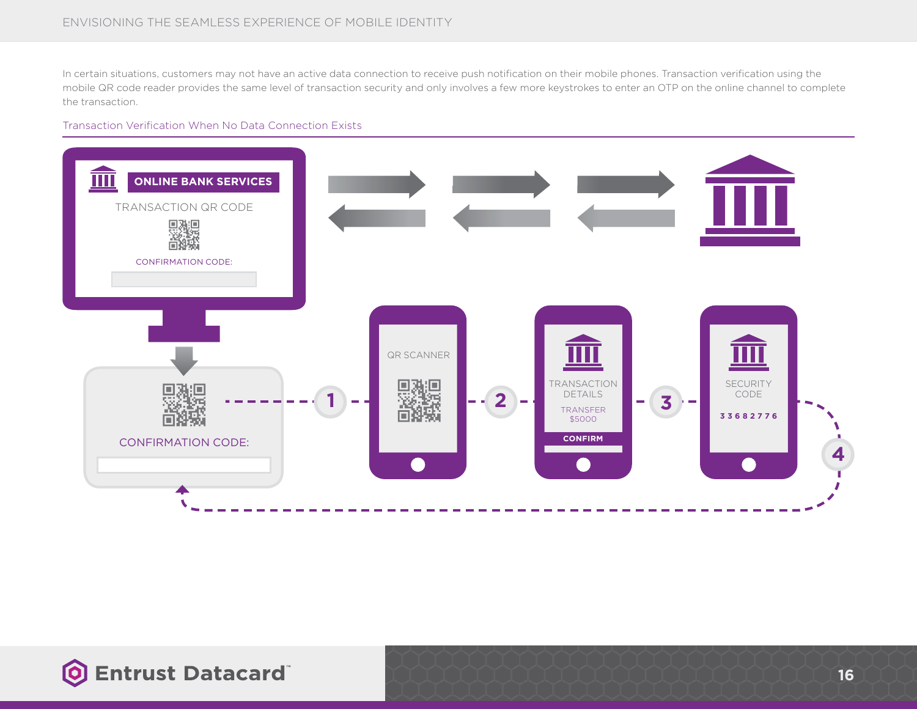In certain situations, customers may not have an active data connection to receive push notification on their mobile phones. Transaction verification using the mobile QR code reader provides the same level of transaction security and only involves a few more keystrokes to enter an OTP on the online channel to complete the transaction.

Transaction Verification When No Data Connection Exists

ONLINE BANK SERVICES

TRANSACTION QR CODE

CONFIRMATION CODE:

CONFIRMATION CODE:

1

QR SCANNER

2

TRANSACTION DETAILS

TRANSFER $5000

CONFIRM

3

SECURITY CODE

33682776

4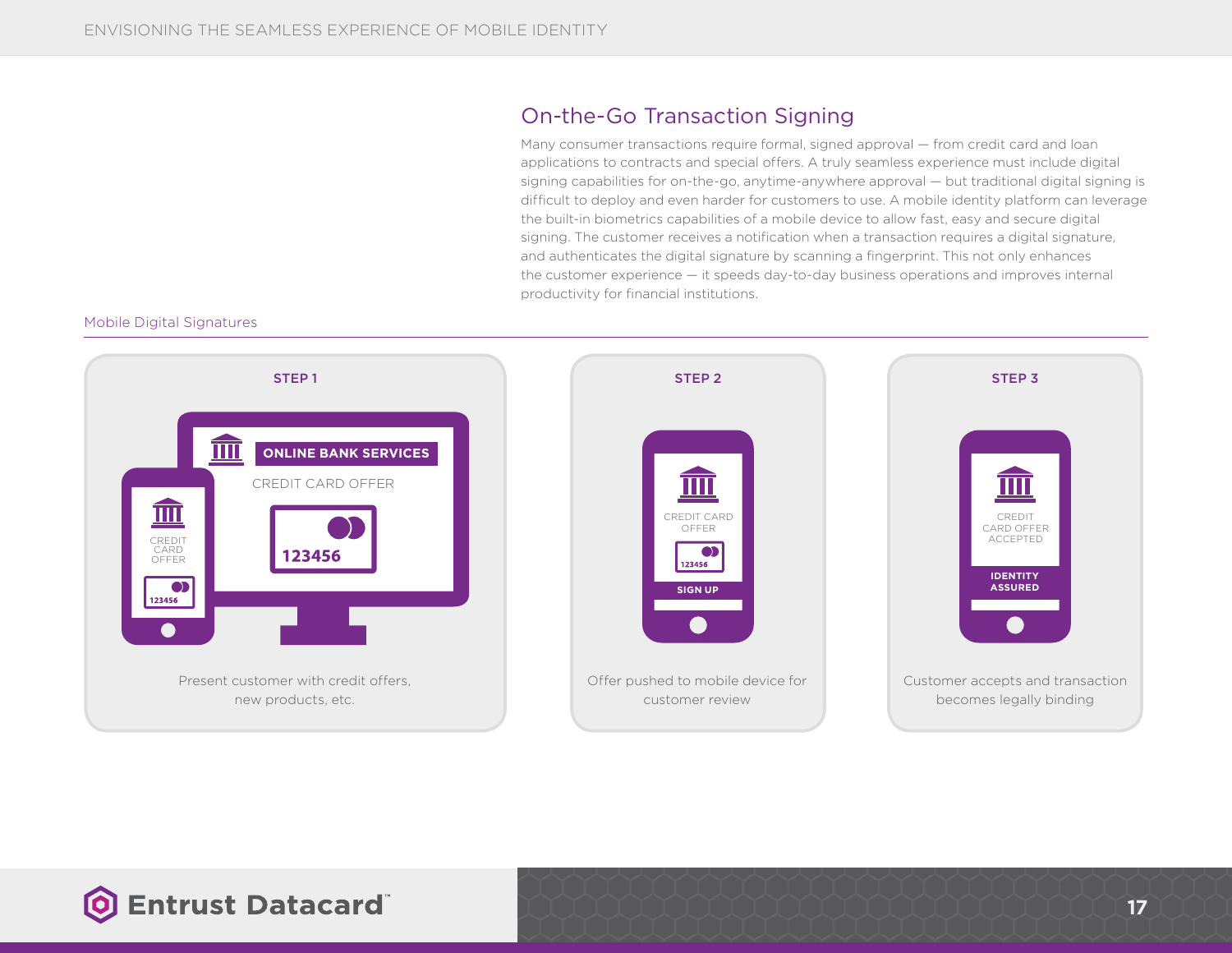## On-the-Go Transaction Signing

Many consumer transactions require formal, signed approval — from credit card and loan applications to contracts and special offers. A truly seamless experience must include digital signing capabilities for on-the-go, anytime-anywhere approval — but traditional digital signing is difficult to deploy and even harder for customers to use. A mobile identity platform can leverage the built-in biometrics capabilities of a mobile device to allow fast, easy and secure digital signing. The customer receives a notification when a transaction requires a digital signature, and authenticates the digital signature by scanning a fingerprint. This not only enhances the customer experience — it speeds day-to-day business operations and improves internal productivity for financial institutions.

### Mobile Digital Signatures

**STEP 1**

ONLINE BANK SERVICES

CREDIT CARD OFFER

123456

Present customer with credit offers, new products, etc.

**STEP 2**

CREDIT CARD OFFER

123456

SIGN UP

Offer pushed to mobile device for customer review

**STEP 3**

CREDIT CARD OFFER ACCEPTED

IDENTITY ASSURED

Customer accepts and transaction becomes legally binding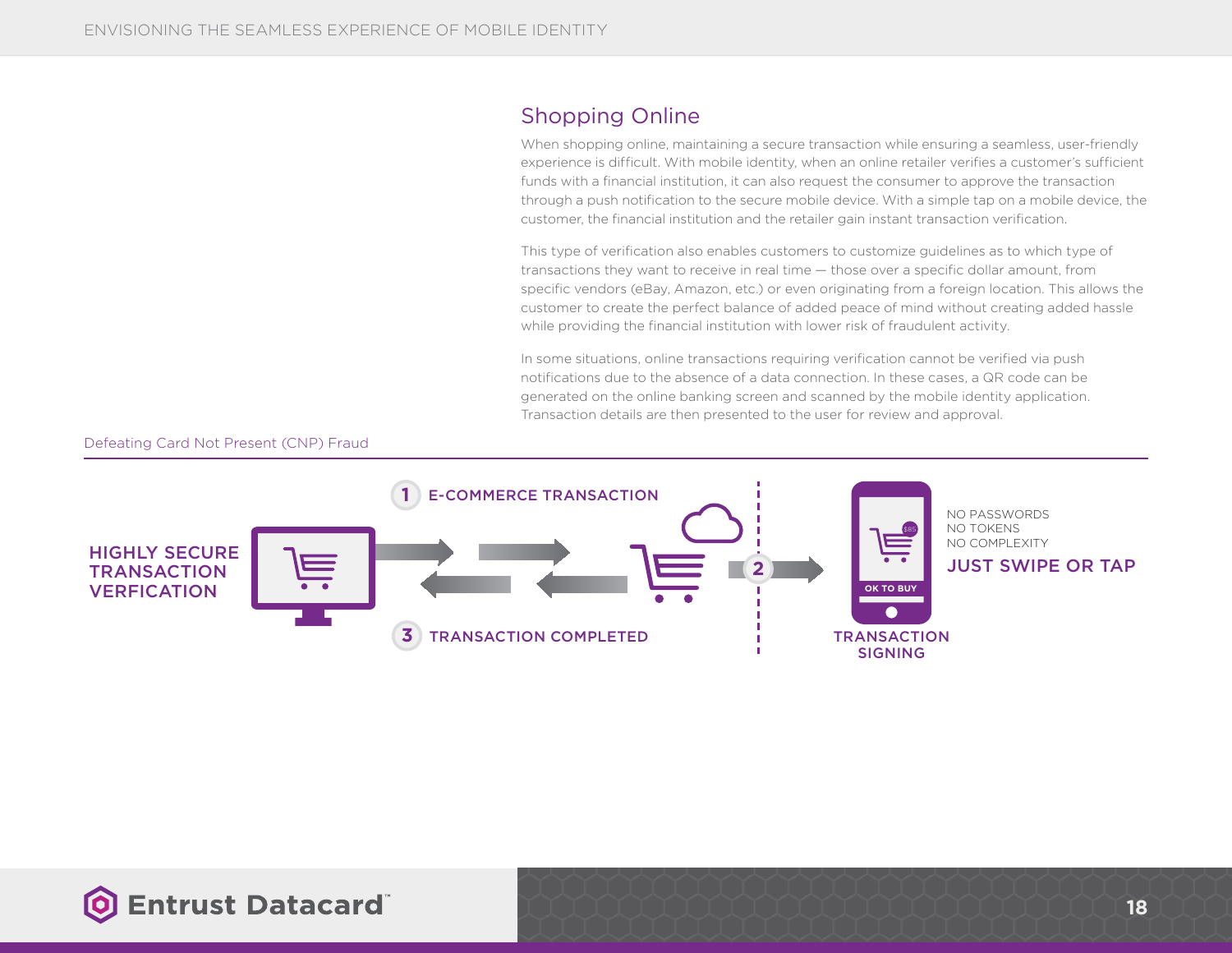## Shopping Online

When shopping online, maintaining a secure transaction while ensuring a seamless, user-friendly experience is difficult. With mobile identity, when an online retailer verifies a customer's sufficient funds with a financial institution, it can also request the consumer to approve the transaction through a push notification to the secure mobile device. With a simple tap on a mobile device, the customer, the financial institution and the retailer gain instant transaction verification.

This type of verification also enables customers to customize guidelines as to which type of transactions they want to receive in real time — those over a specific dollar amount, from specific vendors (eBay, Amazon, etc.) or even originating from a foreign location. This allows the customer to create the perfect balance of added peace of mind without creating added hassle while providing the financial institution with lower risk of fraudulent activity.

In some situations, online transactions requiring verification cannot be verified via push notifications due to the absence of a data connection. In these cases, a QR code can be generated on the online banking screen and scanned by the mobile identity application. Transaction details are then presented to the user for review and approval.

Defeating Card Not Present (CNP) Fraud

HIGHLY SECURE TRANSACTION VERFICATION

1 E-COMMERCE TRANSACTION

2

3 TRANSACTION COMPLETED

$85

OK TO BUY

TRANSACTION SIGNING

NO PASSWORDS
NO TOKENS
NO COMPLEXITY

JUST SWIPE OR TAP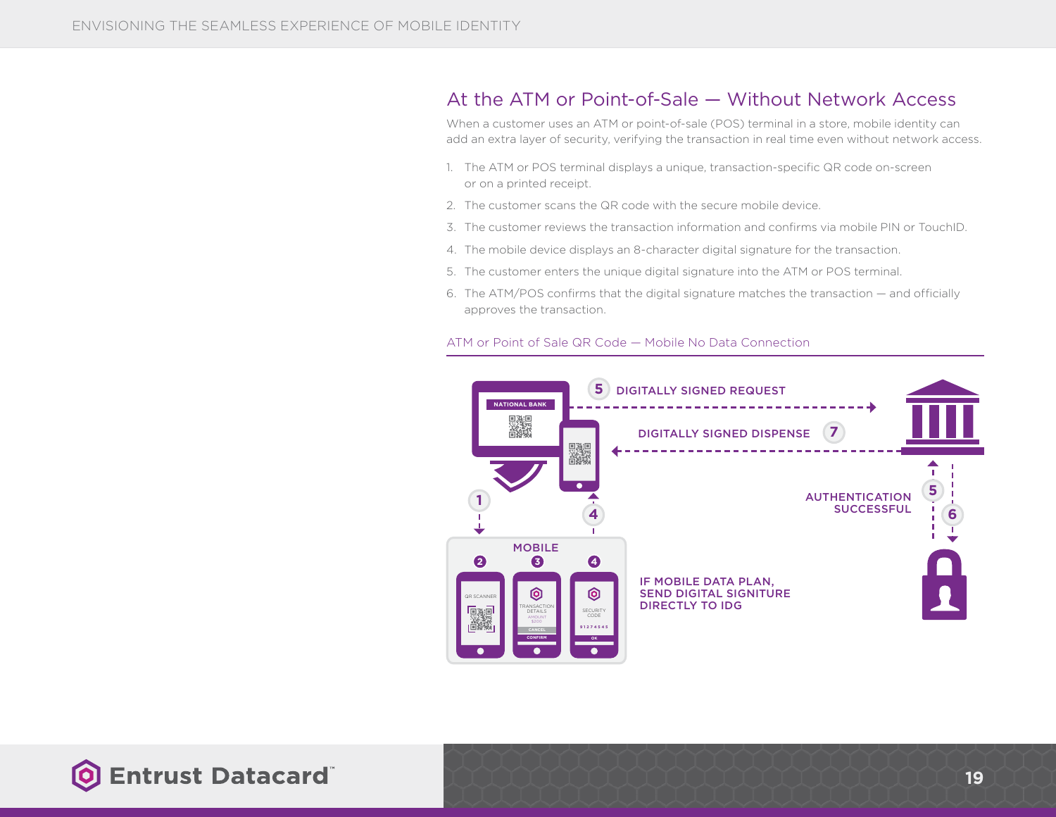## At the ATM or Point-of-Sale — Without Network Access

When a customer uses an ATM or point-of-sale (POS) terminal in a store, mobile identity can add an extra layer of security, verifying the transaction in real time even without network access.

1. The ATM or POS terminal displays a unique, transaction-specific QR code on-screen or on a printed receipt.
2. The customer scans the QR code with the secure mobile device.
3. The customer reviews the transaction information and confirms via mobile PIN or TouchID.
4. The mobile device displays an 8-character digital signature for the transaction.
5. The customer enters the unique digital signature into the ATM or POS terminal.
6. The ATM/POS confirms that the digital signature matches the transaction — and officially approves the transaction.

ATM or Point of Sale QR Code — Mobile No Data Connection

NATIONAL BANK

5 DIGITALLY SIGNED REQUEST

DIGITALLY SIGNED DISPENSE 7

1

4

MOBILE

2 QR SCANNER

3 TRANSACTION DETAILS AMOUNT $200 CANCEL CONFIRM

4 SECURITY CODE 91274545 OK

5 AUTHENTICATION SUCCESSFUL

6

IF MOBILE DATA PLAN, SEND DIGITAL SIGNITURE DIRECTLY TO IDG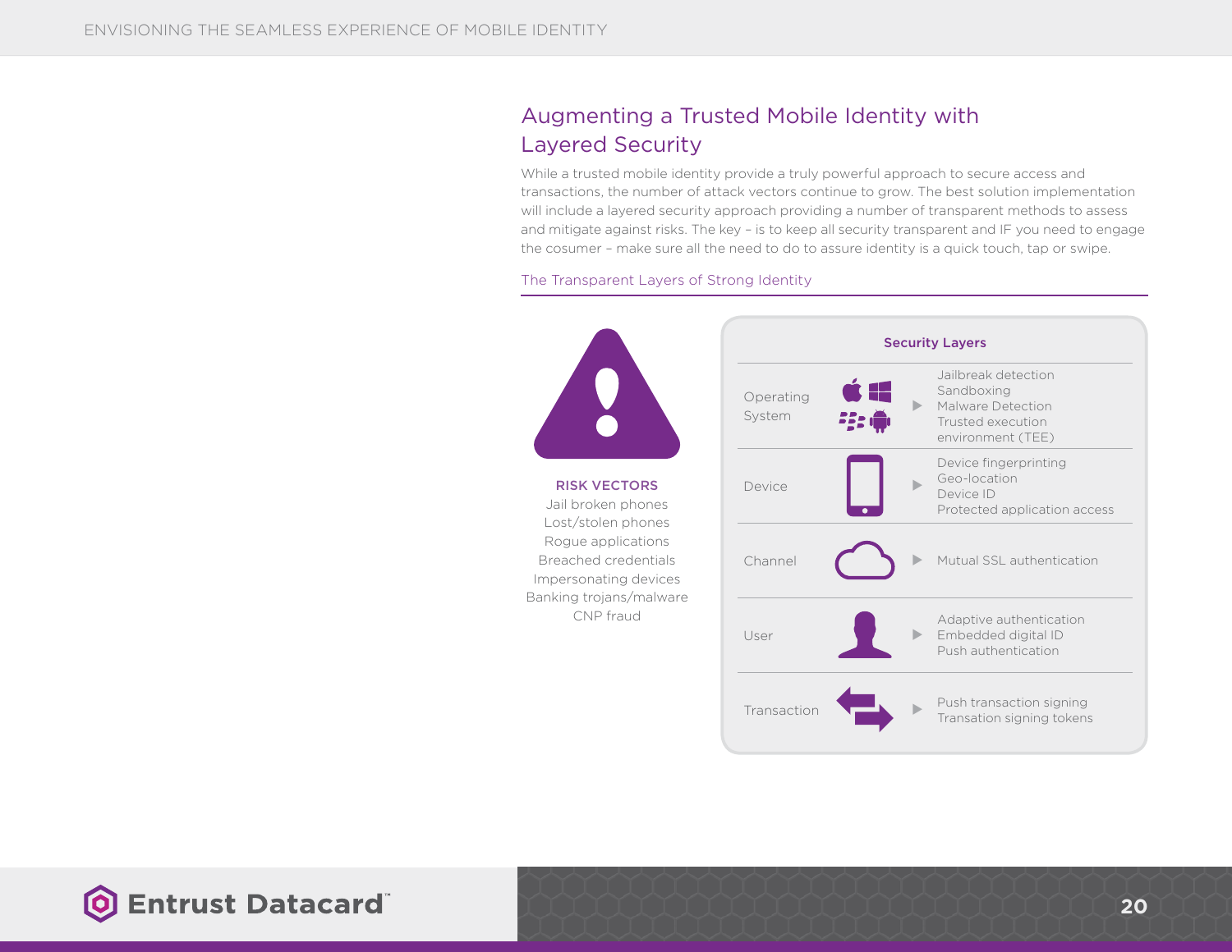## Augmenting a Trusted Mobile Identity with Layered Security

While a trusted mobile identity provide a truly powerful approach to secure access and transactions, the number of attack vectors continue to grow. The best solution implementation will include a layered security approach providing a number of transparent methods to assess and mitigate against risks. The key – is to keep all security transparent and IF you need to engage the cosumer – make sure all the need to do to assure identity is a quick touch, tap or swipe.

### The Transparent Layers of Strong Identity

**RISK VECTORS**

Jail broken phones
Lost/stolen phones
Rogue applications
Breached credentials
Impersonating devices
Banking trojans/malware
CNP fraud

**Security Layers**

| | |
|---|---|
| Operating System | Jailbreak detection<br>Sandboxing<br>Malware Detection<br>Trusted execution environment (TEE) |
| Device | Device fingerprinting<br>Geo-location<br>Device ID<br>Protected application access |
| Channel | Mutual SSL authentication |
| User | Adaptive authentication<br>Embedded digital ID<br>Push authentication |
| Transaction | Push transaction signing<br>Transation signing tokens |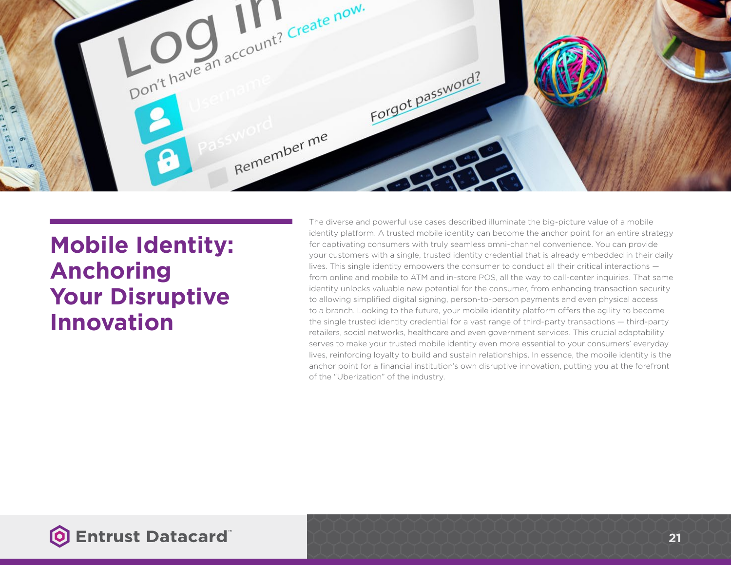# Mobile Identity: Anchoring Your Disruptive Innovation

The diverse and powerful use cases described illuminate the big-picture value of a mobile identity platform. A trusted mobile identity can become the anchor point for an entire strategy for captivating consumers with truly seamless omni-channel convenience. You can provide your customers with a single, trusted identity credential that is already embedded in their daily lives. This single identity empowers the consumer to conduct all their critical interactions — from online and mobile to ATM and in-store POS, all the way to call-center inquiries. That same identity unlocks valuable new potential for the consumer, from enhancing transaction security to allowing simplified digital signing, person-to-person payments and even physical access to a branch. Looking to the future, your mobile identity platform offers the agility to become the single trusted identity credential for a vast range of third-party transactions — third-party retailers, social networks, healthcare and even government services. This crucial adaptability serves to make your trusted mobile identity even more essential to your consumers' everyday lives, reinforcing loyalty to build and sustain relationships. In essence, the mobile identity is the anchor point for a financial institution's own disruptive innovation, putting you at the forefront of the "Uberization" of the industry.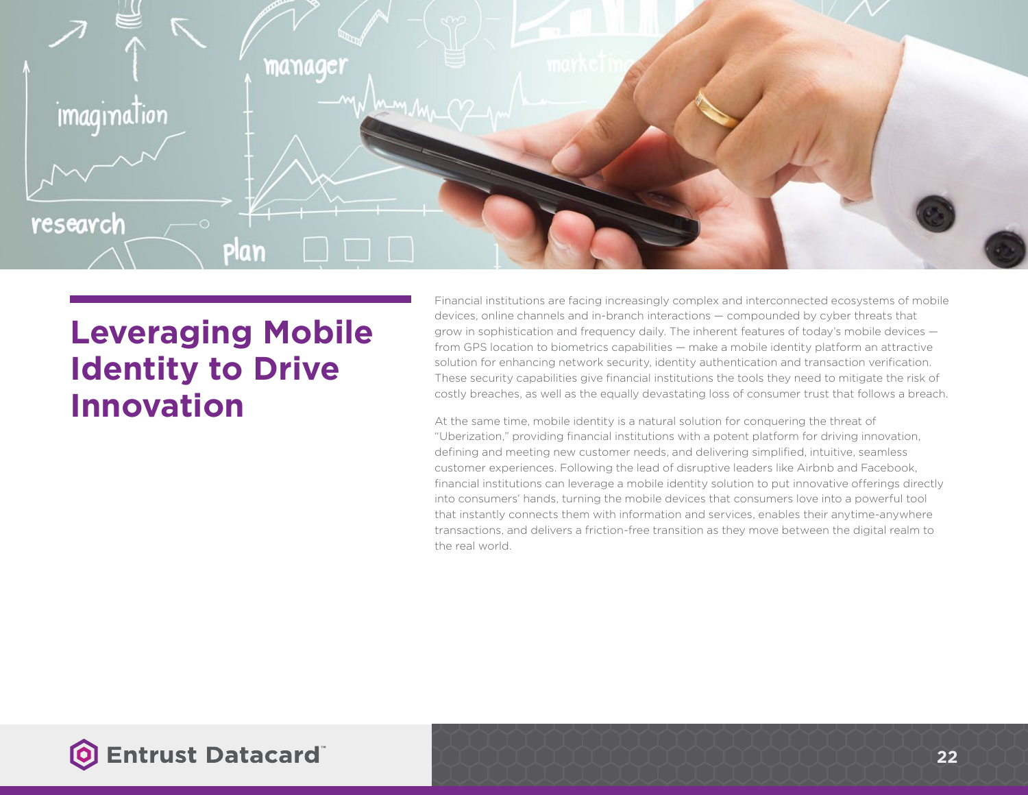# Leveraging Mobile Identity to Drive Innovation

Financial institutions are facing increasingly complex and interconnected ecosystems of mobile devices, online channels and in-branch interactions — compounded by cyber threats that grow in sophistication and frequency daily. The inherent features of today's mobile devices — from GPS location to biometrics capabilities — make a mobile identity platform an attractive solution for enhancing network security, identity authentication and transaction verification. These security capabilities give financial institutions the tools they need to mitigate the risk of costly breaches, as well as the equally devastating loss of consumer trust that follows a breach.

At the same time, mobile identity is a natural solution for conquering the threat of "Uberization," providing financial institutions with a potent platform for driving innovation, defining and meeting new customer needs, and delivering simplified, intuitive, seamless customer experiences. Following the lead of disruptive leaders like Airbnb and Facebook, financial institutions can leverage a mobile identity solution to put innovative offerings directly into consumers' hands, turning the mobile devices that consumers love into a powerful tool that instantly connects them with information and services, enables their anytime-anywhere transactions, and delivers a friction-free transition as they move between the digital realm to the real world.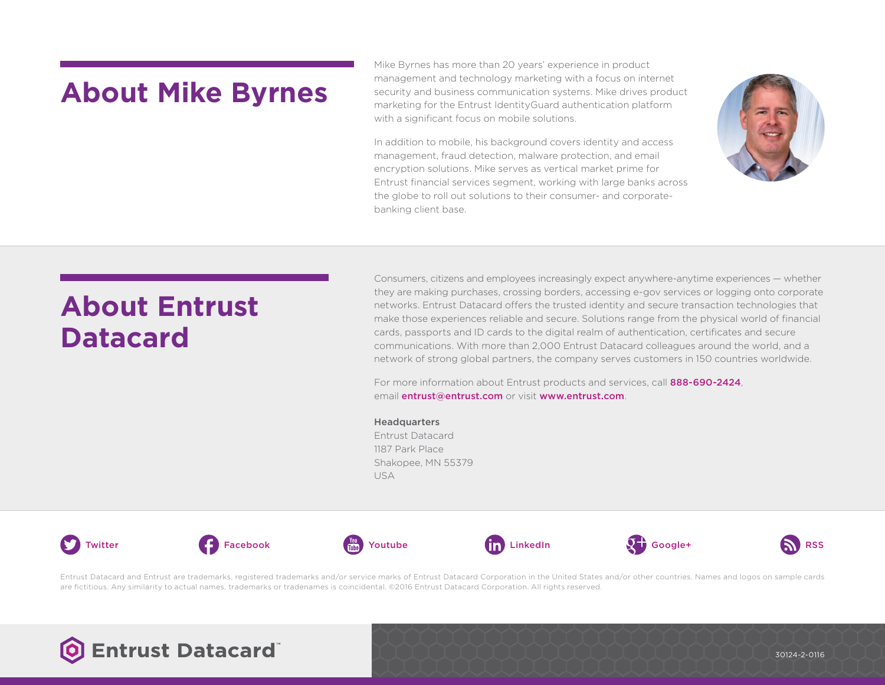## About Mike Byrnes

Mike Byrnes has more than 20 years' experience in product management and technology marketing with a focus on internet security and business communication systems. Mike drives product marketing for the Entrust IdentityGuard authentication platform with a significant focus on mobile solutions.

In addition to mobile, his background covers identity and access management, fraud detection, malware protection, and email encryption solutions. Mike serves as vertical market prime for Entrust financial services segment, working with large banks across the globe to roll out solutions to their consumer- and corporate-banking client base.

## About Entrust Datacard

Consumers, citizens and employees increasingly expect anywhere-anytime experiences — whether they are making purchases, crossing borders, accessing e-gov services or logging onto corporate networks. Entrust Datacard offers the trusted identity and secure transaction technologies that make those experiences reliable and secure. Solutions range from the physical world of financial cards, passports and ID cards to the digital realm of authentication, certificates and secure communications. With more than 2,000 Entrust Datacard colleagues around the world, and a network of strong global partners, the company serves customers in 150 countries worldwide.

For more information about Entrust products and services, call **888-690-2424**, email **entrust@entrust.com** or visit **www.entrust.com**.

**Headquarters**
Entrust Datacard
1187 Park Place
Shakopee, MN 55379
USA

Twitter Facebook Youtube LinkedIn Google+ RSS

Entrust Datacard and Entrust are trademarks, registered trademarks and/or service marks of Entrust Datacard Corporation in the United States and/or other countries. Names and logos on sample cards are fictitious. Any similarity to actual names, trademarks or tradenames is coincidental. ©2016 Entrust Datacard Corporation. All rights reserved.

Entrust Datacard™

30124-2-0116